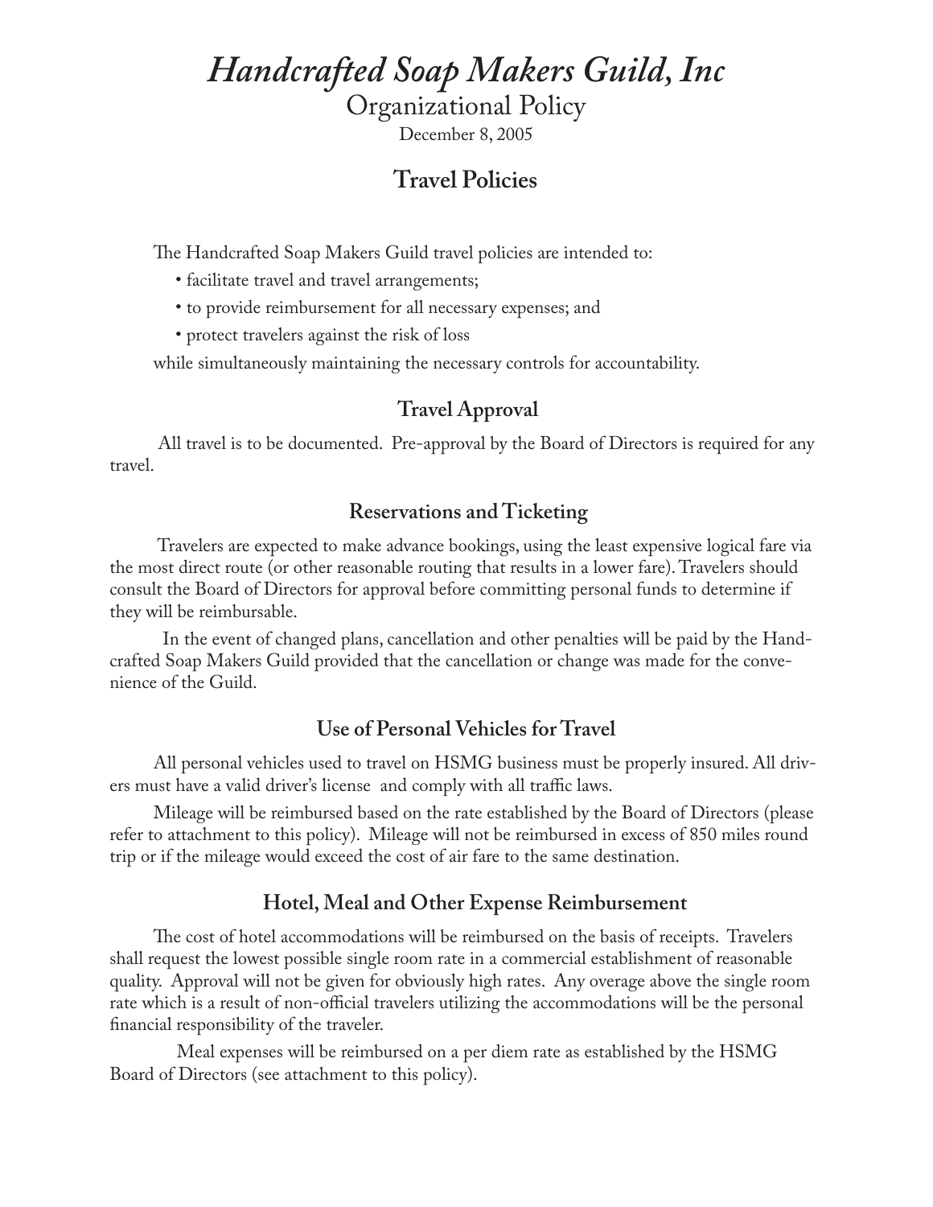# *Handcrafted Soap Makers Guild, Inc*

Organizational Policy

December 8, 2005

## Travel Policies

The Handcrafted Soap Makers Guild travel policies are intended to:

- facilitate travel and travel arrangements;
- to provide reimbursement for all necessary expenses; and
- protect travelers against the risk of loss

while simultaneously maintaining the necessary controls for accountability.

### Travel Approval

All travel is to be documented. Pre-approval by the Board of Directors is required for any travel.

### Reservations and Ticketing

Travelers are expected to make advance bookings, using the least expensive logical fare via the most direct route (or other reasonable routing that results in a lower fare). Travelers should consult the Board of Directors for approval before committing personal funds to determine if they will be reimbursable.

In the event of changed plans, cancellation and other penalties will be paid by the Handcrafted Soap Makers Guild provided that the cancellation or change was made for the convenience of the Guild.

### Use of Personal Vehicles for Travel

All personal vehicles used to travel on HSMG business must be properly insured. All drivers must have a valid driver's license and comply with all traffic laws.

Mileage will be reimbursed based on the rate established by the Board of Directors (please refer to attachment to this policy). Mileage will not be reimbursed in excess of 850 miles round trip or if the mileage would exceed the cost of air fare to the same destination.

### Hotel, Meal and Other Expense Reimbursement

The cost of hotel accommodations will be reimbursed on the basis of receipts. Travelers shall request the lowest possible single room rate in a commercial establishment of reasonable quality. Approval will not be given for obviously high rates. Any overage above the single room rate which is a result of non-official travelers utilizing the accommodations will be the personal financial responsibility of the traveler.

Meal expenses will be reimbursed on a per diem rate as established by the HSMG Board of Directors (see attachment to this policy).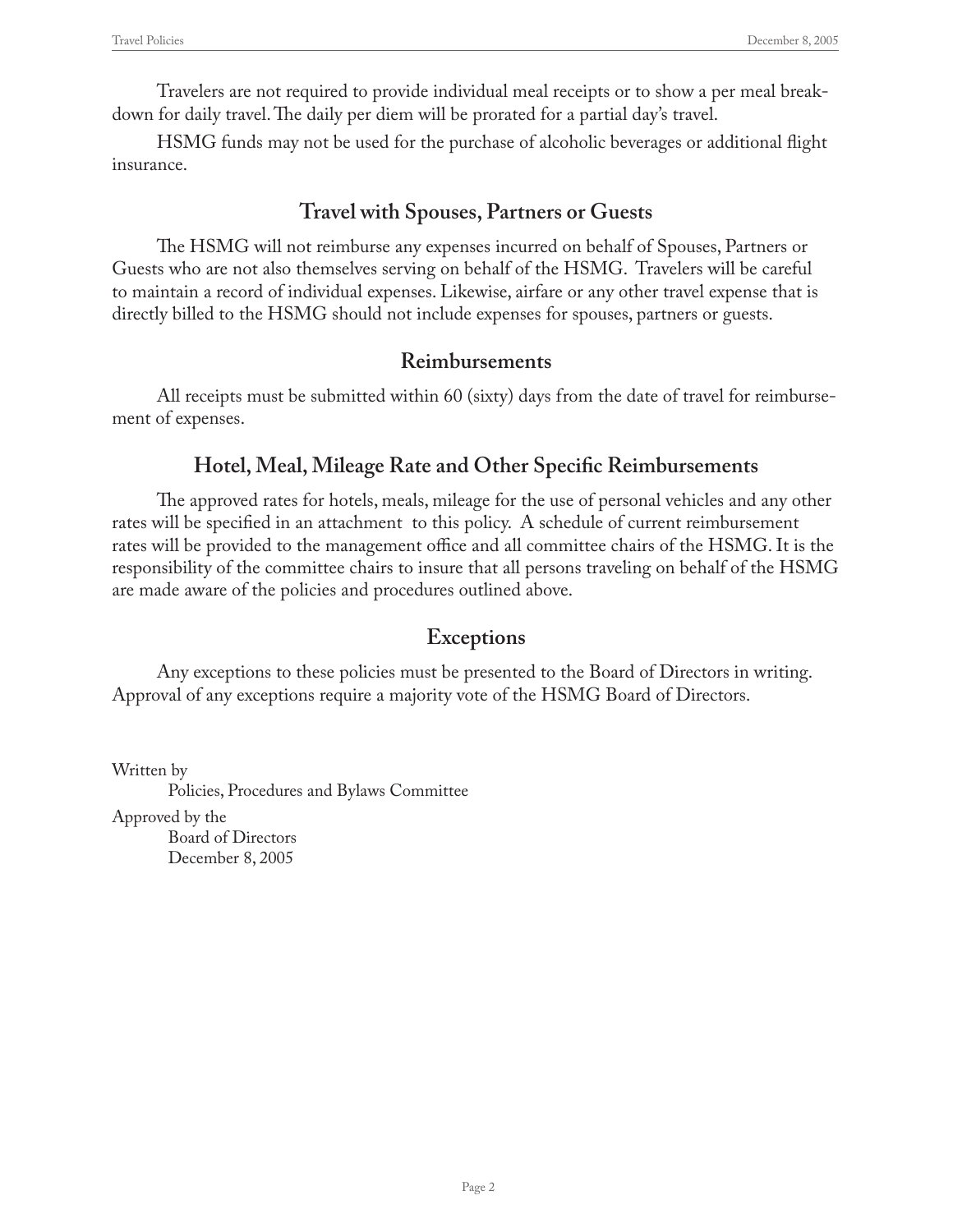Travelers are not required to provide individual meal receipts or to show a per meal breakdown for daily travel. The daily per diem will be prorated for a partial day's travel.

HSMG funds may not be used for the purchase of alcoholic beverages or additional flight insurance.

## Travel with Spouses, Partners or Guests

The HSMG will not reimburse any expenses incurred on behalf of Spouses, Partners or Guests who are not also themselves serving on behalf of the HSMG. Travelers will be careful to maintain a record of individual expenses. Likewise, airfare or any other travel expense that is directly billed to the HSMG should not include expenses for spouses, partners or guests.

## Reimbursements

All receipts must be submitted within 60 (sixty) days from the date of travel for reimbursement of expenses.

## Hotel, Meal, Mileage Rate and Other Specific Reimbursements

The approved rates for hotels, meals, mileage for the use of personal vehicles and any other rates will be specified in an attachment to this policy. A schedule of current reimbursement rates will be provided to the management office and all committee chairs of the HSMG. It is the responsibility of the committee chairs to insure that all persons traveling on behalf of the HSMG are made aware of the policies and procedures outlined above.

## Exceptions

Any exceptions to these policies must be presented to the Board of Directors in writing. Approval of any exceptions require a majority vote of the HSMG Board of Directors.

Written by
Policies, Procedures and Bylaws Committee

Approved by the
Board of Directors
December 8, 2005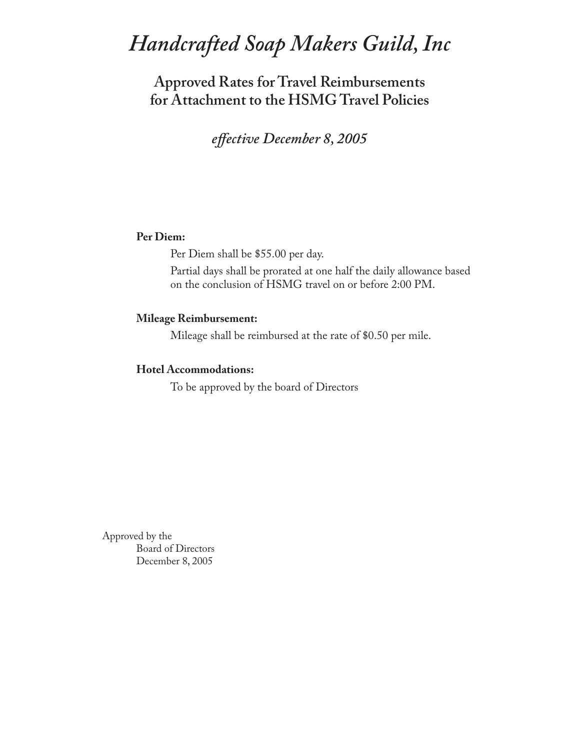# *Handcrafted Soap Makers Guild, Inc*

## Approved Rates for Travel Reimbursements for Attachment to the HSMG Travel Policies

*effective December 8, 2005*

**Per Diem:**

Per Diem shall be $55.00 per day.

Partial days shall be prorated at one half the daily allowance based on the conclusion of HSMG travel on or before 2:00 PM.

**Mileage Reimbursement:**

Mileage shall be reimbursed at the rate of $0.50 per mile.

**Hotel Accommodations:**

To be approved by the board of Directors

Approved by the
Board of Directors
December 8, 2005